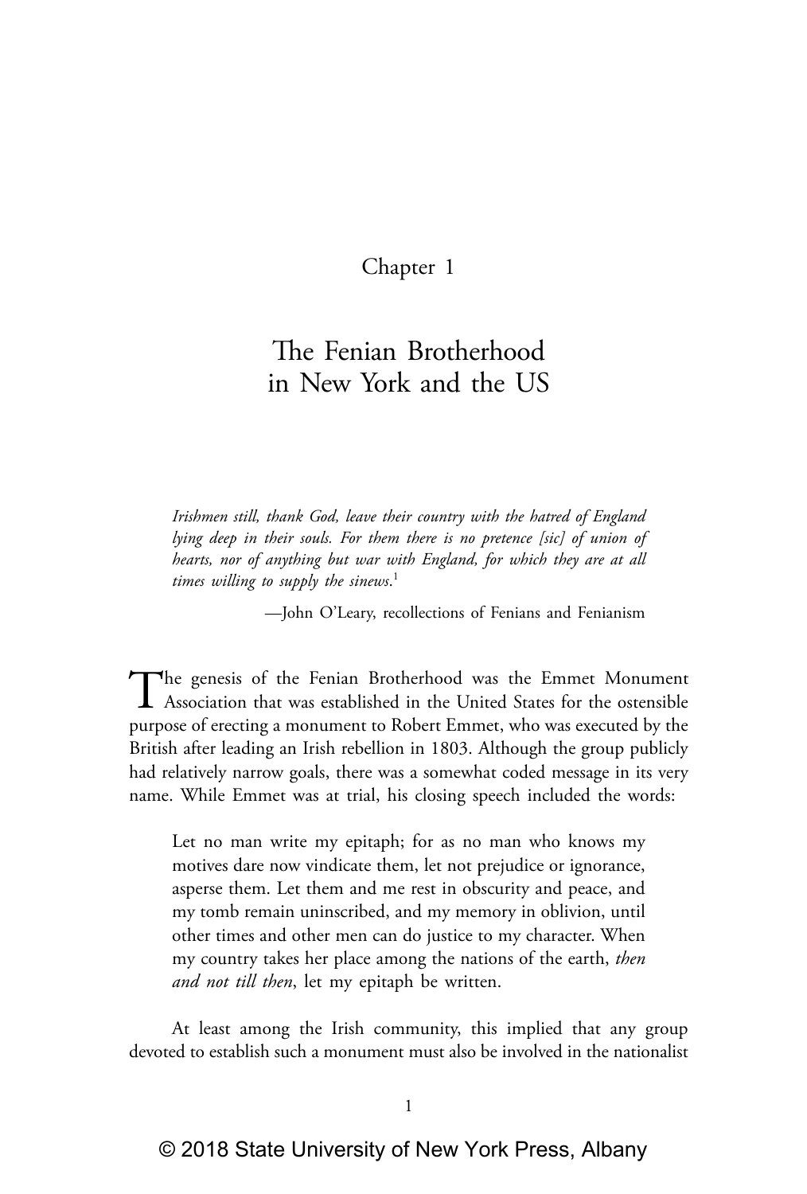# Chapter 1

# The Fenian Brotherhood in New York and the US

*Irishmen still, thank God, leave their country with the hatred of England lying deep in their souls. For them there is no pretence [sic] of union of hearts, nor of anything but war with England, for which they are at all times willing to supply the sinews.*[1]

—John O'Leary, recollections of Fenians and Fenianism

The genesis of the Fenian Brotherhood was the Emmet Monument Association that was established in the United States for the ostensible purpose of erecting a monument to Robert Emmet, who was executed by the British after leading an Irish rebellion in 1803. Although the group publicly had relatively narrow goals, there was a somewhat coded message in its very name. While Emmet was at trial, his closing speech included the words:

> Let no man write my epitaph; for as no man who knows my motives dare now vindicate them, let not prejudice or ignorance, asperse them. Let them and me rest in obscurity and peace, and my tomb remain uninscribed, and my memory in oblivion, until other times and other men can do justice to my character. When my country takes her place among the nations of the earth, *then and not till then*, let my epitaph be written.

At least among the Irish community, this implied that any group devoted to establish such a monument must also be involved in the nationalist

© 2018 State University of New York Press, Albany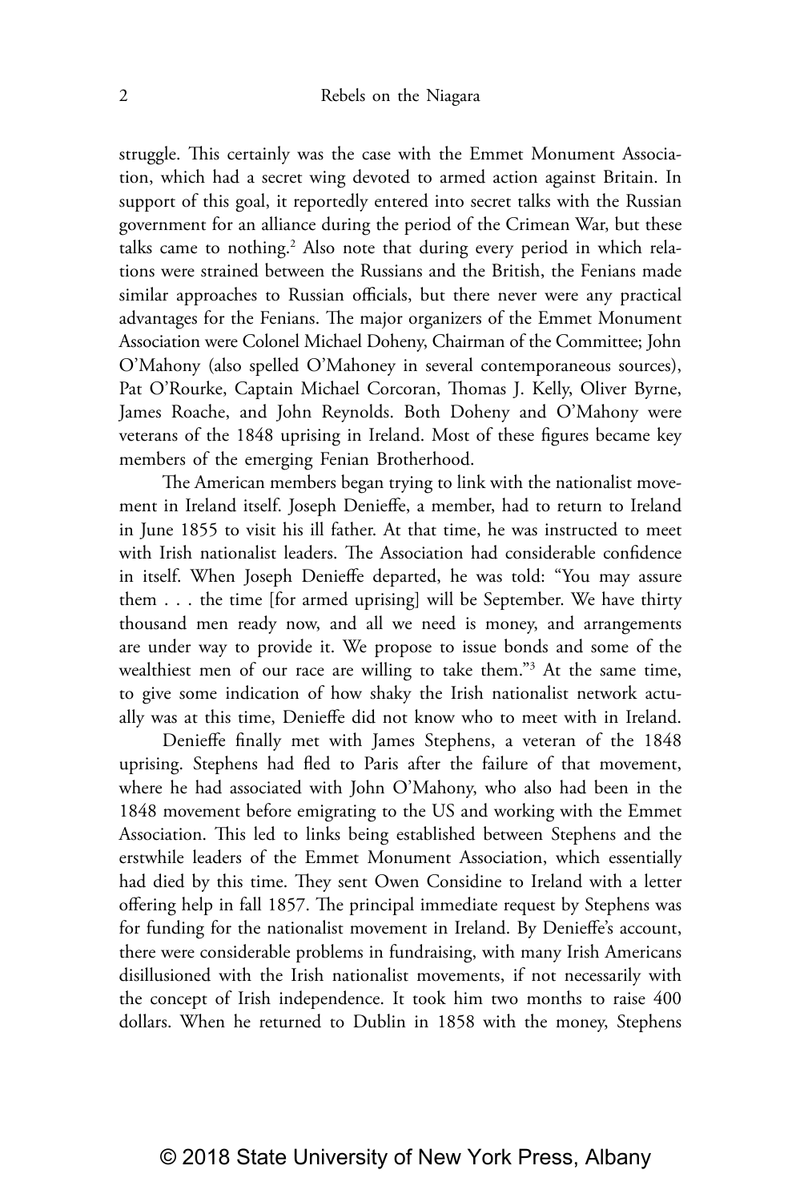struggle. This certainly was the case with the Emmet Monument Association, which had a secret wing devoted to armed action against Britain. In support of this goal, it reportedly entered into secret talks with the Russian government for an alliance during the period of the Crimean War, but these talks came to nothing.[2] Also note that during every period in which relations were strained between the Russians and the British, the Fenians made similar approaches to Russian officials, but there never were any practical advantages for the Fenians. The major organizers of the Emmet Monument Association were Colonel Michael Doheny, Chairman of the Committee; John O'Mahony (also spelled O'Mahoney in several contemporaneous sources), Pat O'Rourke, Captain Michael Corcoran, Thomas J. Kelly, Oliver Byrne, James Roache, and John Reynolds. Both Doheny and O'Mahony were veterans of the 1848 uprising in Ireland. Most of these figures became key members of the emerging Fenian Brotherhood.

The American members began trying to link with the nationalist movement in Ireland itself. Joseph Denieffe, a member, had to return to Ireland in June 1855 to visit his ill father. At that time, he was instructed to meet with Irish nationalist leaders. The Association had considerable confidence in itself. When Joseph Denieffe departed, he was told: "You may assure them . . . the time [for armed uprising] will be September. We have thirty thousand men ready now, and all we need is money, and arrangements are under way to provide it. We propose to issue bonds and some of the wealthiest men of our race are willing to take them."[3] At the same time, to give some indication of how shaky the Irish nationalist network actually was at this time, Denieffe did not know who to meet with in Ireland.

Denieffe finally met with James Stephens, a veteran of the 1848 uprising. Stephens had fled to Paris after the failure of that movement, where he had associated with John O'Mahony, who also had been in the 1848 movement before emigrating to the US and working with the Emmet Association. This led to links being established between Stephens and the erstwhile leaders of the Emmet Monument Association, which essentially had died by this time. They sent Owen Considine to Ireland with a letter offering help in fall 1857. The principal immediate request by Stephens was for funding for the nationalist movement in Ireland. By Denieffe's account, there were considerable problems in fundraising, with many Irish Americans disillusioned with the Irish nationalist movements, if not necessarily with the concept of Irish independence. It took him two months to raise 400 dollars. When he returned to Dublin in 1858 with the money, Stephens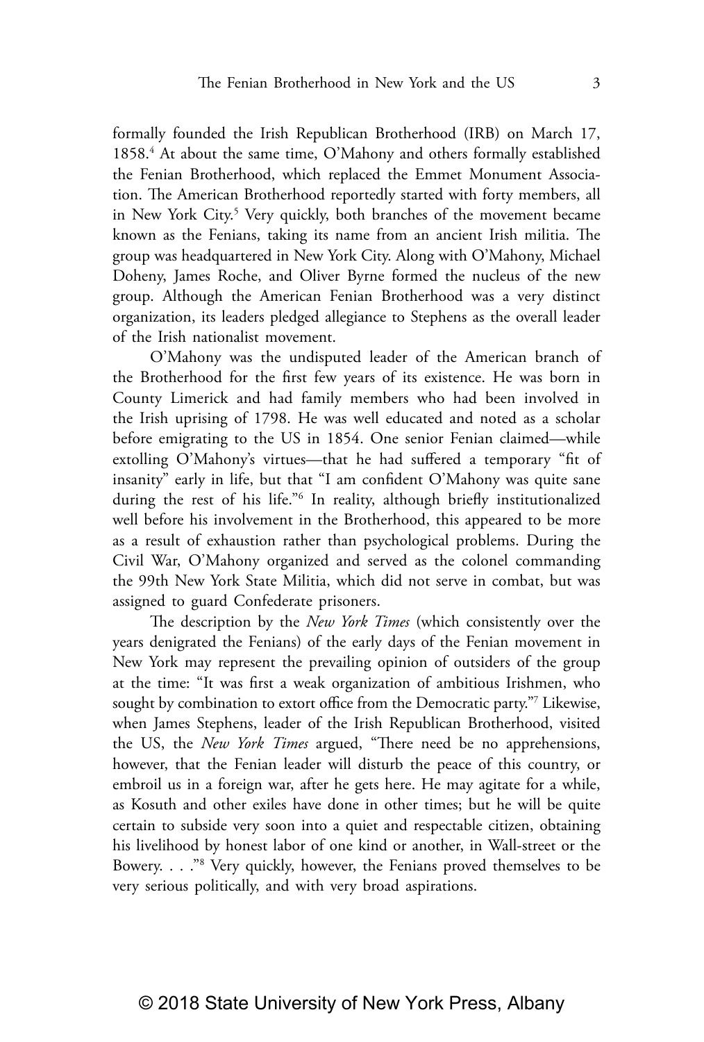formally founded the Irish Republican Brotherhood (IRB) on March 17, 1858.[4] At about the same time, O'Mahony and others formally established the Fenian Brotherhood, which replaced the Emmet Monument Association. The American Brotherhood reportedly started with forty members, all in New York City.[5] Very quickly, both branches of the movement became known as the Fenians, taking its name from an ancient Irish militia. The group was headquartered in New York City. Along with O'Mahony, Michael Doheny, James Roche, and Oliver Byrne formed the nucleus of the new group. Although the American Fenian Brotherhood was a very distinct organization, its leaders pledged allegiance to Stephens as the overall leader of the Irish nationalist movement.

O'Mahony was the undisputed leader of the American branch of the Brotherhood for the first few years of its existence. He was born in County Limerick and had family members who had been involved in the Irish uprising of 1798. He was well educated and noted as a scholar before emigrating to the US in 1854. One senior Fenian claimed—while extolling O'Mahony's virtues—that he had suffered a temporary "fit of insanity" early in life, but that "I am confident O'Mahony was quite sane during the rest of his life."[6] In reality, although briefly institutionalized well before his involvement in the Brotherhood, this appeared to be more as a result of exhaustion rather than psychological problems. During the Civil War, O'Mahony organized and served as the colonel commanding the 99th New York State Militia, which did not serve in combat, but was assigned to guard Confederate prisoners.

The description by the *New York Times* (which consistently over the years denigrated the Fenians) of the early days of the Fenian movement in New York may represent the prevailing opinion of outsiders of the group at the time: "It was first a weak organization of ambitious Irishmen, who sought by combination to extort office from the Democratic party."[7] Likewise, when James Stephens, leader of the Irish Republican Brotherhood, visited the US, the *New York Times* argued, "There need be no apprehensions, however, that the Fenian leader will disturb the peace of this country, or embroil us in a foreign war, after he gets here. He may agitate for a while, as Kosuth and other exiles have done in other times; but he will be quite certain to subside very soon into a quiet and respectable citizen, obtaining his livelihood by honest labor of one kind or another, in Wall-street or the Bowery. . . ."[8] Very quickly, however, the Fenians proved themselves to be very serious politically, and with very broad aspirations.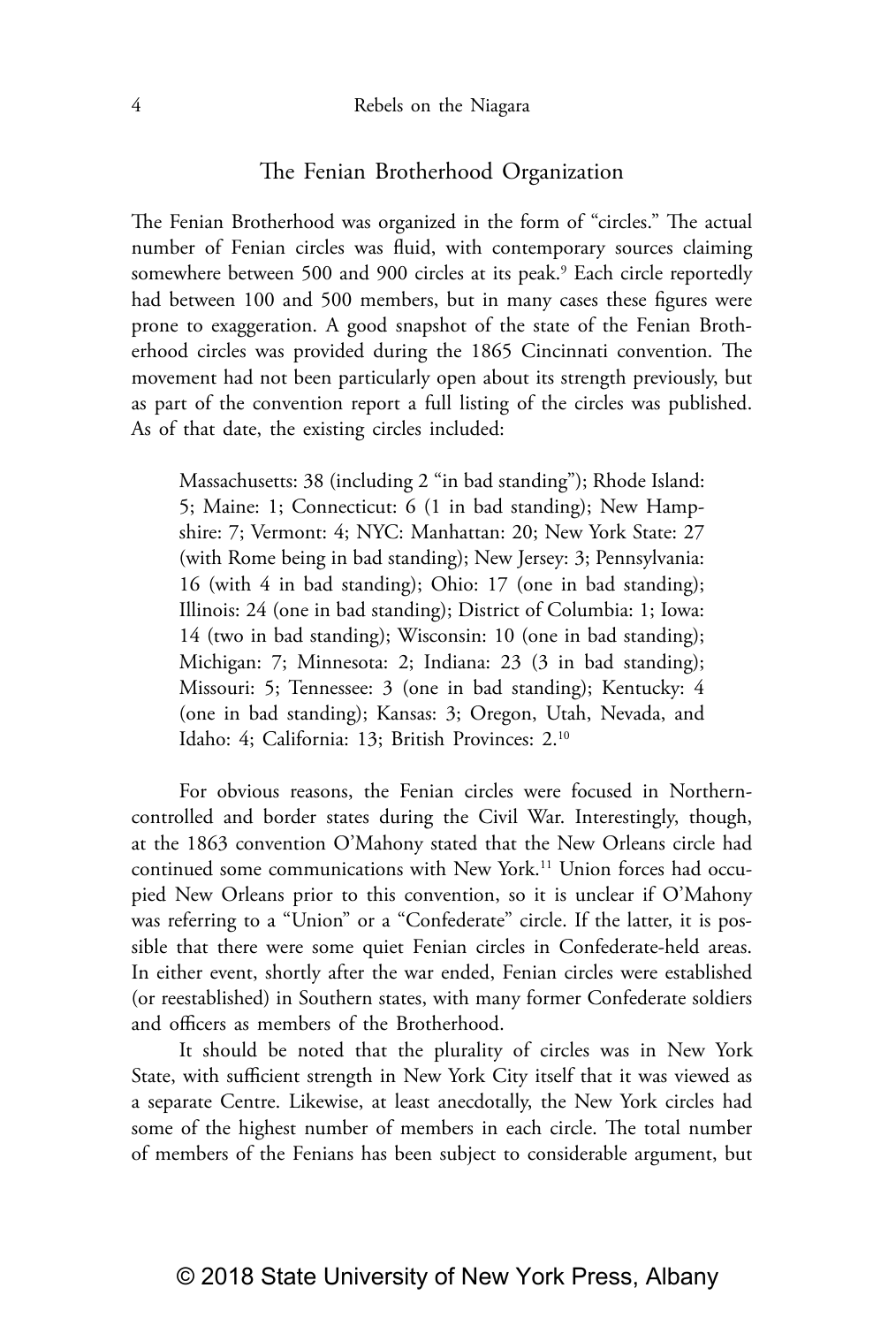## The Fenian Brotherhood Organization

The Fenian Brotherhood was organized in the form of "circles." The actual number of Fenian circles was fluid, with contemporary sources claiming somewhere between 500 and 900 circles at its peak.[9] Each circle reportedly had between 100 and 500 members, but in many cases these figures were prone to exaggeration. A good snapshot of the state of the Fenian Brotherhood circles was provided during the 1865 Cincinnati convention. The movement had not been particularly open about its strength previously, but as part of the convention report a full listing of the circles was published. As of that date, the existing circles included:

> Massachusetts: 38 (including 2 "in bad standing"); Rhode Island: 5; Maine: 1; Connecticut: 6 (1 in bad standing); New Hampshire: 7; Vermont: 4; NYC: Manhattan: 20; New York State: 27 (with Rome being in bad standing); New Jersey: 3; Pennsylvania: 16 (with 4 in bad standing); Ohio: 17 (one in bad standing); Illinois: 24 (one in bad standing); District of Columbia: 1; Iowa: 14 (two in bad standing); Wisconsin: 10 (one in bad standing); Michigan: 7; Minnesota: 2; Indiana: 23 (3 in bad standing); Missouri: 5; Tennessee: 3 (one in bad standing); Kentucky: 4 (one in bad standing); Kansas: 3; Oregon, Utah, Nevada, and Idaho: 4; California: 13; British Provinces: 2.[10]

For obvious reasons, the Fenian circles were focused in Northern-controlled and border states during the Civil War. Interestingly, though, at the 1863 convention O'Mahony stated that the New Orleans circle had continued some communications with New York.[11] Union forces had occupied New Orleans prior to this convention, so it is unclear if O'Mahony was referring to a "Union" or a "Confederate" circle. If the latter, it is possible that there were some quiet Fenian circles in Confederate-held areas. In either event, shortly after the war ended, Fenian circles were established (or reestablished) in Southern states, with many former Confederate soldiers and officers as members of the Brotherhood.

It should be noted that the plurality of circles was in New York State, with sufficient strength in New York City itself that it was viewed as a separate Centre. Likewise, at least anecdotally, the New York circles had some of the highest number of members in each circle. The total number of members of the Fenians has been subject to considerable argument, but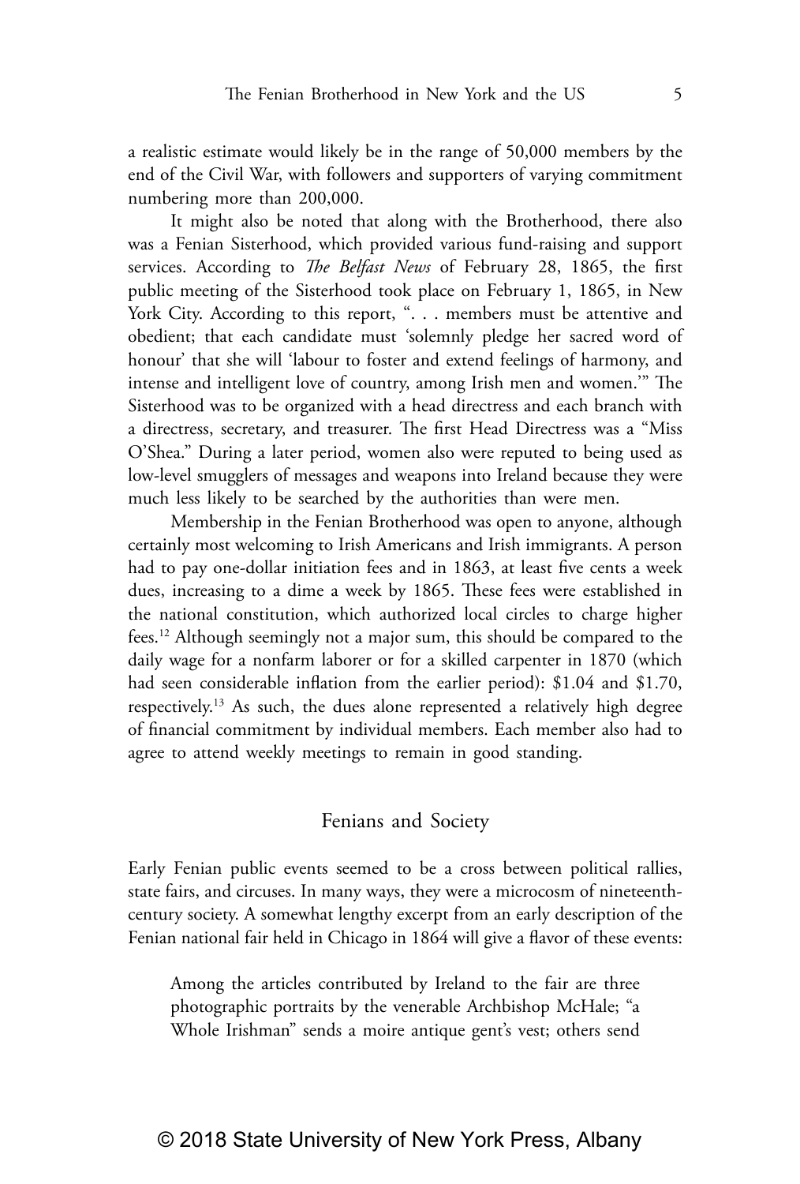a realistic estimate would likely be in the range of 50,000 members by the end of the Civil War, with followers and supporters of varying commitment numbering more than 200,000.

It might also be noted that along with the Brotherhood, there also was a Fenian Sisterhood, which provided various fund-raising and support services. According to *The Belfast News* of February 28, 1865, the first public meeting of the Sisterhood took place on February 1, 1865, in New York City. According to this report, ". . . members must be attentive and obedient; that each candidate must 'solemnly pledge her sacred word of honour' that she will 'labour to foster and extend feelings of harmony, and intense and intelligent love of country, among Irish men and women.'" The Sisterhood was to be organized with a head directress and each branch with a directress, secretary, and treasurer. The first Head Directress was a "Miss O'Shea." During a later period, women also were reputed to being used as low-level smugglers of messages and weapons into Ireland because they were much less likely to be searched by the authorities than were men.

Membership in the Fenian Brotherhood was open to anyone, although certainly most welcoming to Irish Americans and Irish immigrants. A person had to pay one-dollar initiation fees and in 1863, at least five cents a week dues, increasing to a dime a week by 1865. These fees were established in the national constitution, which authorized local circles to charge higher fees.[12] Although seemingly not a major sum, this should be compared to the daily wage for a nonfarm laborer or for a skilled carpenter in 1870 (which had seen considerable inflation from the earlier period): $1.04 and $1.70, respectively.[13] As such, the dues alone represented a relatively high degree of financial commitment by individual members. Each member also had to agree to attend weekly meetings to remain in good standing.

## Fenians and Society

Early Fenian public events seemed to be a cross between political rallies, state fairs, and circuses. In many ways, they were a microcosm of nineteenth-century society. A somewhat lengthy excerpt from an early description of the Fenian national fair held in Chicago in 1864 will give a flavor of these events:

> Among the articles contributed by Ireland to the fair are three photographic portraits by the venerable Archbishop McHale; "a Whole Irishman" sends a moire antique gent's vest; others send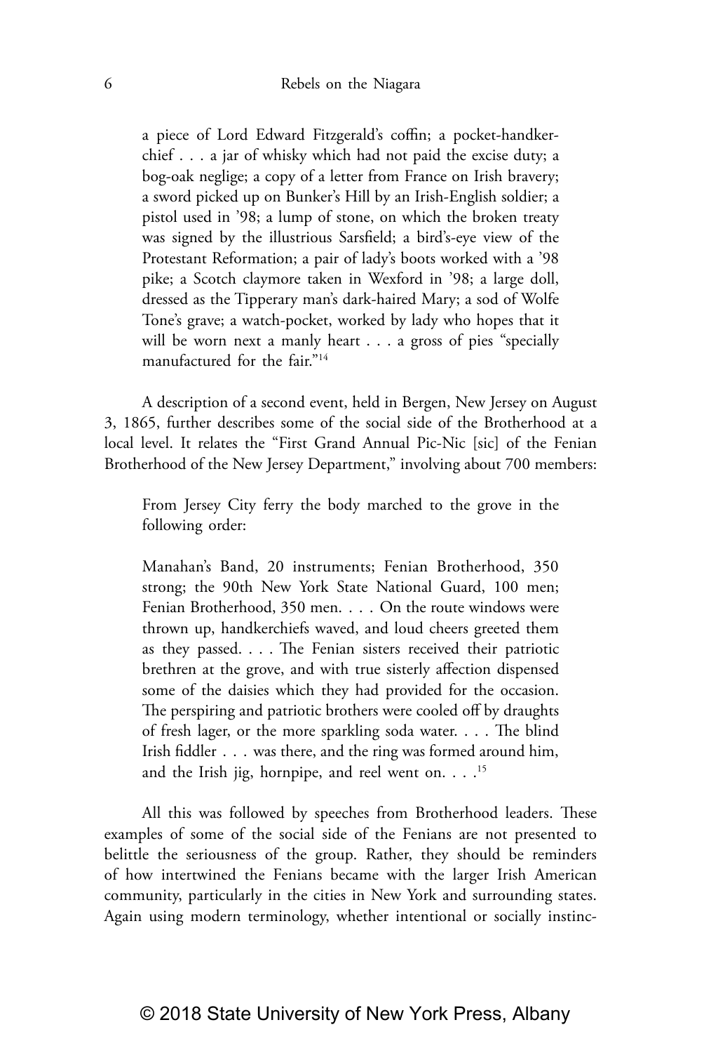> a piece of Lord Edward Fitzgerald's coffin; a pocket-handkerchief . . . a jar of whisky which had not paid the excise duty; a bog-oak neglige; a copy of a letter from France on Irish bravery; a sword picked up on Bunker's Hill by an Irish-English soldier; a pistol used in '98; a lump of stone, on which the broken treaty was signed by the illustrious Sarsfield; a bird's-eye view of the Protestant Reformation; a pair of lady's boots worked with a '98 pike; a Scotch claymore taken in Wexford in '98; a large doll, dressed as the Tipperary man's dark-haired Mary; a sod of Wolfe Tone's grave; a watch-pocket, worked by lady who hopes that it will be worn next a manly heart . . . a gross of pies "specially manufactured for the fair."[14]

A description of a second event, held in Bergen, New Jersey on August 3, 1865, further describes some of the social side of the Brotherhood at a local level. It relates the "First Grand Annual Pic-Nic [sic] of the Fenian Brotherhood of the New Jersey Department," involving about 700 members:

> From Jersey City ferry the body marched to the grove in the following order:
>
> Manahan's Band, 20 instruments; Fenian Brotherhood, 350 strong; the 90th New York State National Guard, 100 men; Fenian Brotherhood, 350 men. . . . On the route windows were thrown up, handkerchiefs waved, and loud cheers greeted them as they passed. . . . The Fenian sisters received their patriotic brethren at the grove, and with true sisterly affection dispensed some of the daisies which they had provided for the occasion. The perspiring and patriotic brothers were cooled off by draughts of fresh lager, or the more sparkling soda water. . . . The blind Irish fiddler . . . was there, and the ring was formed around him, and the Irish jig, hornpipe, and reel went on. . . .[15]

All this was followed by speeches from Brotherhood leaders. These examples of some of the social side of the Fenians are not presented to belittle the seriousness of the group. Rather, they should be reminders of how intertwined the Fenians became with the larger Irish American community, particularly in the cities in New York and surrounding states. Again using modern terminology, whether intentional or socially instinc-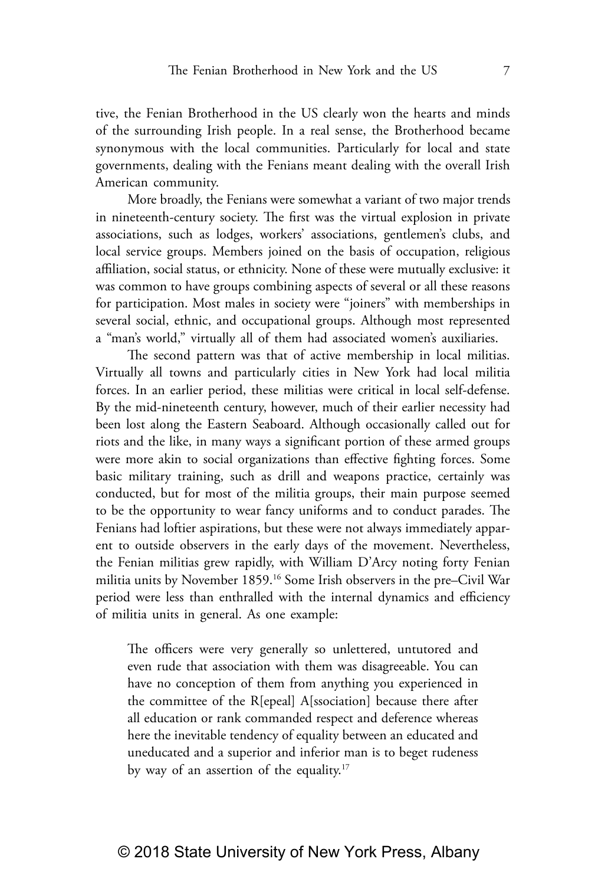tive, the Fenian Brotherhood in the US clearly won the hearts and minds of the surrounding Irish people. In a real sense, the Brotherhood became synonymous with the local communities. Particularly for local and state governments, dealing with the Fenians meant dealing with the overall Irish American community.

More broadly, the Fenians were somewhat a variant of two major trends in nineteenth-century society. The first was the virtual explosion in private associations, such as lodges, workers' associations, gentlemen's clubs, and local service groups. Members joined on the basis of occupation, religious affiliation, social status, or ethnicity. None of these were mutually exclusive: it was common to have groups combining aspects of several or all these reasons for participation. Most males in society were "joiners" with memberships in several social, ethnic, and occupational groups. Although most represented a "man's world," virtually all of them had associated women's auxiliaries.

The second pattern was that of active membership in local militias. Virtually all towns and particularly cities in New York had local militia forces. In an earlier period, these militias were critical in local self-defense. By the mid-nineteenth century, however, much of their earlier necessity had been lost along the Eastern Seaboard. Although occasionally called out for riots and the like, in many ways a significant portion of these armed groups were more akin to social organizations than effective fighting forces. Some basic military training, such as drill and weapons practice, certainly was conducted, but for most of the militia groups, their main purpose seemed to be the opportunity to wear fancy uniforms and to conduct parades. The Fenians had loftier aspirations, but these were not always immediately apparent to outside observers in the early days of the movement. Nevertheless, the Fenian militias grew rapidly, with William D'Arcy noting forty Fenian militia units by November 1859.[16] Some Irish observers in the pre–Civil War period were less than enthralled with the internal dynamics and efficiency of militia units in general. As one example:

> The officers were very generally so unlettered, untutored and even rude that association with them was disagreeable. You can have no conception of them from anything you experienced in the committee of the R[epeal] A[ssociation] because there after all education or rank commanded respect and deference whereas here the inevitable tendency of equality between an educated and uneducated and a superior and inferior man is to beget rudeness by way of an assertion of the equality.[17]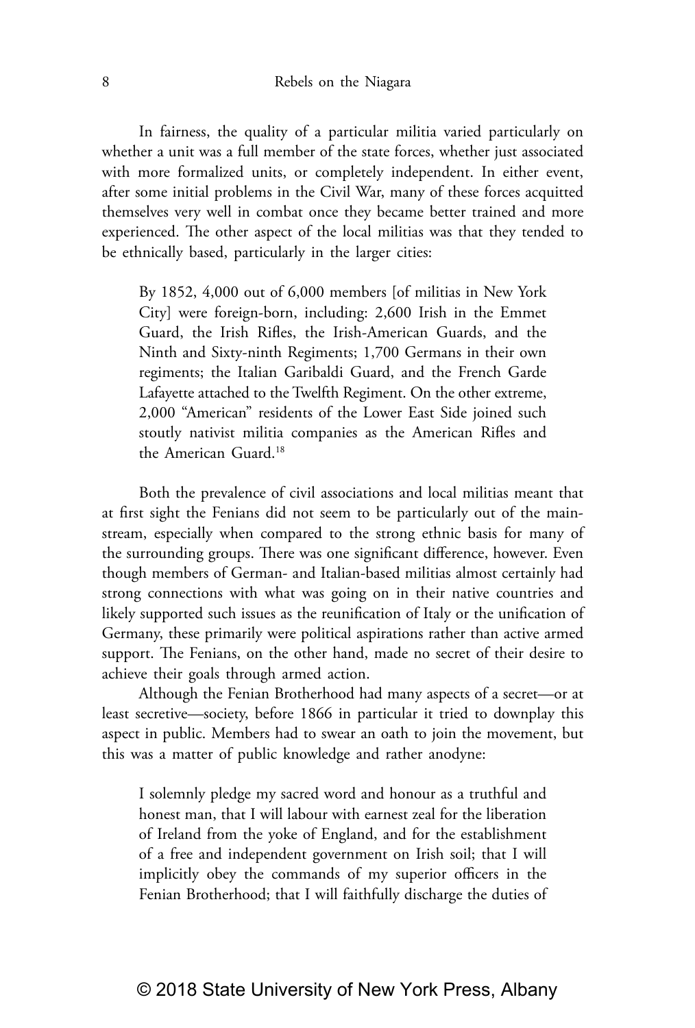In fairness, the quality of a particular militia varied particularly on whether a unit was a full member of the state forces, whether just associated with more formalized units, or completely independent. In either event, after some initial problems in the Civil War, many of these forces acquitted themselves very well in combat once they became better trained and more experienced. The other aspect of the local militias was that they tended to be ethnically based, particularly in the larger cities:

> By 1852, 4,000 out of 6,000 members [of militias in New York City] were foreign-born, including: 2,600 Irish in the Emmet Guard, the Irish Rifles, the Irish-American Guards, and the Ninth and Sixty-ninth Regiments; 1,700 Germans in their own regiments; the Italian Garibaldi Guard, and the French Garde Lafayette attached to the Twelfth Regiment. On the other extreme, 2,000 "American" residents of the Lower East Side joined such stoutly nativist militia companies as the American Rifles and the American Guard.[18]

Both the prevalence of civil associations and local militias meant that at first sight the Fenians did not seem to be particularly out of the mainstream, especially when compared to the strong ethnic basis for many of the surrounding groups. There was one significant difference, however. Even though members of German- and Italian-based militias almost certainly had strong connections with what was going on in their native countries and likely supported such issues as the reunification of Italy or the unification of Germany, these primarily were political aspirations rather than active armed support. The Fenians, on the other hand, made no secret of their desire to achieve their goals through armed action.

Although the Fenian Brotherhood had many aspects of a secret—or at least secretive—society, before 1866 in particular it tried to downplay this aspect in public. Members had to swear an oath to join the movement, but this was a matter of public knowledge and rather anodyne:

> I solemnly pledge my sacred word and honour as a truthful and honest man, that I will labour with earnest zeal for the liberation of Ireland from the yoke of England, and for the establishment of a free and independent government on Irish soil; that I will implicitly obey the commands of my superior officers in the Fenian Brotherhood; that I will faithfully discharge the duties of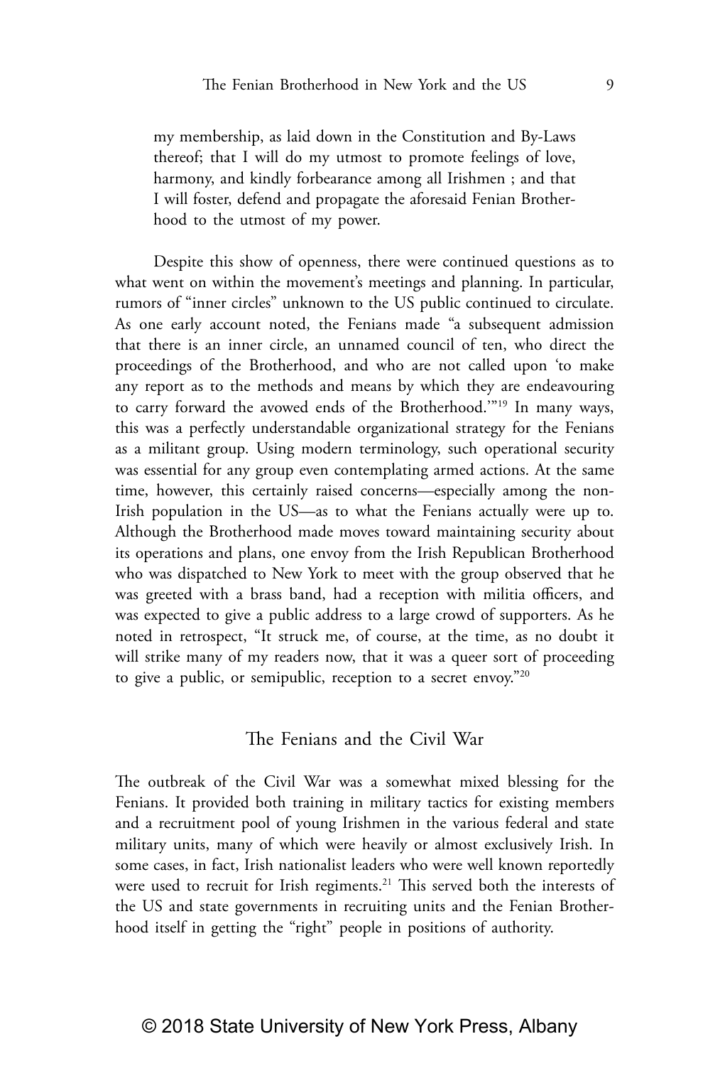> my membership, as laid down in the Constitution and By-Laws thereof; that I will do my utmost to promote feelings of love, harmony, and kindly forbearance among all Irishmen ; and that I will foster, defend and propagate the aforesaid Fenian Brotherhood to the utmost of my power.

Despite this show of openness, there were continued questions as to what went on within the movement's meetings and planning. In particular, rumors of "inner circles" unknown to the US public continued to circulate. As one early account noted, the Fenians made "a subsequent admission that there is an inner circle, an unnamed council of ten, who direct the proceedings of the Brotherhood, and who are not called upon 'to make any report as to the methods and means by which they are endeavouring to carry forward the avowed ends of the Brotherhood.'"[19] In many ways, this was a perfectly understandable organizational strategy for the Fenians as a militant group. Using modern terminology, such operational security was essential for any group even contemplating armed actions. At the same time, however, this certainly raised concerns—especially among the non-Irish population in the US—as to what the Fenians actually were up to. Although the Brotherhood made moves toward maintaining security about its operations and plans, one envoy from the Irish Republican Brotherhood who was dispatched to New York to meet with the group observed that he was greeted with a brass band, had a reception with militia officers, and was expected to give a public address to a large crowd of supporters. As he noted in retrospect, "It struck me, of course, at the time, as no doubt it will strike many of my readers now, that it was a queer sort of proceeding to give a public, or semipublic, reception to a secret envoy."[20]

## The Fenians and the Civil War

The outbreak of the Civil War was a somewhat mixed blessing for the Fenians. It provided both training in military tactics for existing members and a recruitment pool of young Irishmen in the various federal and state military units, many of which were heavily or almost exclusively Irish. In some cases, in fact, Irish nationalist leaders who were well known reportedly were used to recruit for Irish regiments.[21] This served both the interests of the US and state governments in recruiting units and the Fenian Brotherhood itself in getting the "right" people in positions of authority.

© 2018 State University of New York Press, Albany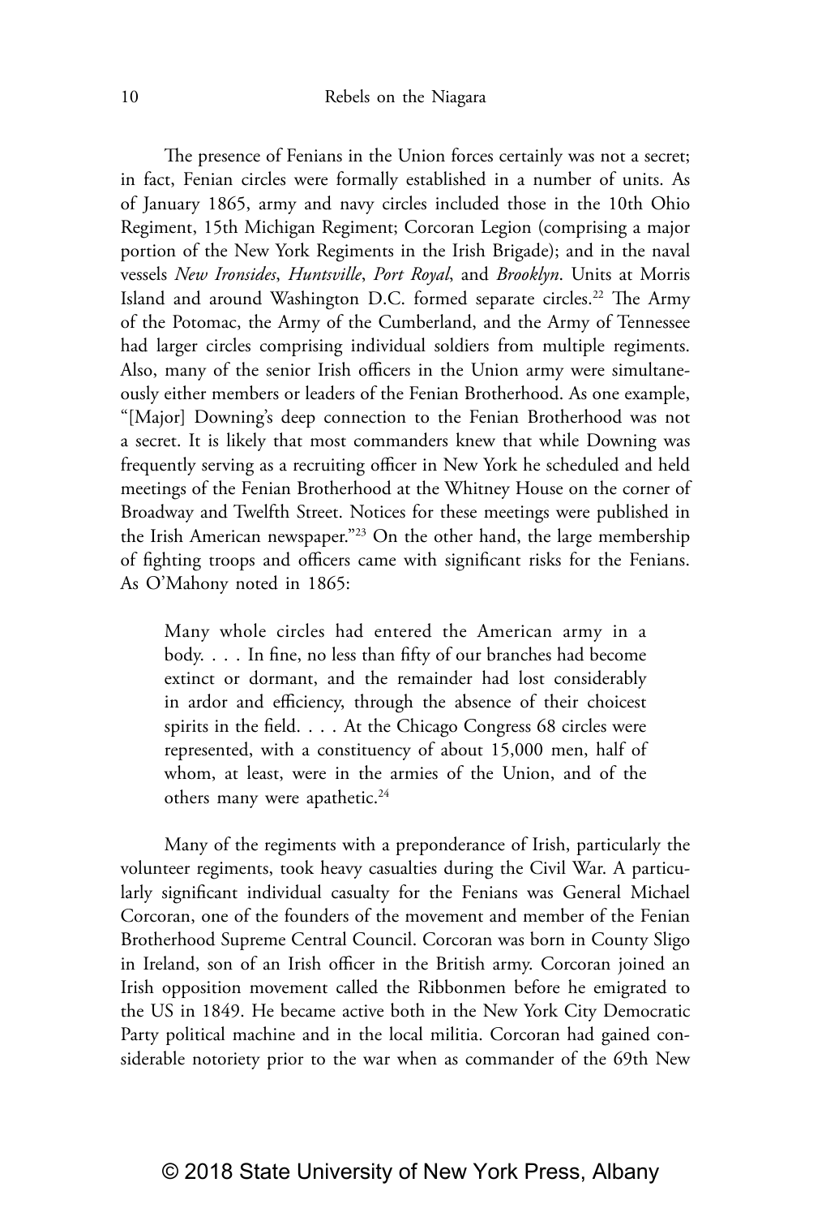The presence of Fenians in the Union forces certainly was not a secret; in fact, Fenian circles were formally established in a number of units. As of January 1865, army and navy circles included those in the 10th Ohio Regiment, 15th Michigan Regiment; Corcoran Legion (comprising a major portion of the New York Regiments in the Irish Brigade); and in the naval vessels *New Ironsides*, *Huntsville*, *Port Royal*, and *Brooklyn*. Units at Morris Island and around Washington D.C. formed separate circles.[22] The Army of the Potomac, the Army of the Cumberland, and the Army of Tennessee had larger circles comprising individual soldiers from multiple regiments. Also, many of the senior Irish officers in the Union army were simultaneously either members or leaders of the Fenian Brotherhood. As one example, "[Major] Downing's deep connection to the Fenian Brotherhood was not a secret. It is likely that most commanders knew that while Downing was frequently serving as a recruiting officer in New York he scheduled and held meetings of the Fenian Brotherhood at the Whitney House on the corner of Broadway and Twelfth Street. Notices for these meetings were published in the Irish American newspaper."[23] On the other hand, the large membership of fighting troops and officers came with significant risks for the Fenians. As O'Mahony noted in 1865:

> Many whole circles had entered the American army in a body. . . . In fine, no less than fifty of our branches had become extinct or dormant, and the remainder had lost considerably in ardor and efficiency, through the absence of their choicest spirits in the field. . . . At the Chicago Congress 68 circles were represented, with a constituency of about 15,000 men, half of whom, at least, were in the armies of the Union, and of the others many were apathetic.[24]

Many of the regiments with a preponderance of Irish, particularly the volunteer regiments, took heavy casualties during the Civil War. A particularly significant individual casualty for the Fenians was General Michael Corcoran, one of the founders of the movement and member of the Fenian Brotherhood Supreme Central Council. Corcoran was born in County Sligo in Ireland, son of an Irish officer in the British army. Corcoran joined an Irish opposition movement called the Ribbonmen before he emigrated to the US in 1849. He became active both in the New York City Democratic Party political machine and in the local militia. Corcoran had gained considerable notoriety prior to the war when as commander of the 69th New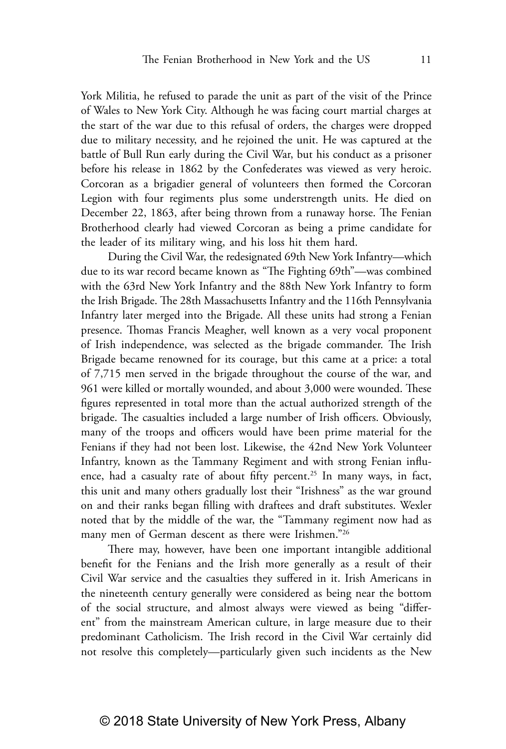York Militia, he refused to parade the unit as part of the visit of the Prince of Wales to New York City. Although he was facing court martial charges at the start of the war due to this refusal of orders, the charges were dropped due to military necessity, and he rejoined the unit. He was captured at the battle of Bull Run early during the Civil War, but his conduct as a prisoner before his release in 1862 by the Confederates was viewed as very heroic. Corcoran as a brigadier general of volunteers then formed the Corcoran Legion with four regiments plus some understrength units. He died on December 22, 1863, after being thrown from a runaway horse. The Fenian Brotherhood clearly had viewed Corcoran as being a prime candidate for the leader of its military wing, and his loss hit them hard.

During the Civil War, the redesignated 69th New York Infantry—which due to its war record became known as "The Fighting 69th"—was combined with the 63rd New York Infantry and the 88th New York Infantry to form the Irish Brigade. The 28th Massachusetts Infantry and the 116th Pennsylvania Infantry later merged into the Brigade. All these units had strong a Fenian presence. Thomas Francis Meagher, well known as a very vocal proponent of Irish independence, was selected as the brigade commander. The Irish Brigade became renowned for its courage, but this came at a price: a total of 7,715 men served in the brigade throughout the course of the war, and 961 were killed or mortally wounded, and about 3,000 were wounded. These figures represented in total more than the actual authorized strength of the brigade. The casualties included a large number of Irish officers. Obviously, many of the troops and officers would have been prime material for the Fenians if they had not been lost. Likewise, the 42nd New York Volunteer Infantry, known as the Tammany Regiment and with strong Fenian influence, had a casualty rate of about fifty percent.[25] In many ways, in fact, this unit and many others gradually lost their "Irishness" as the war ground on and their ranks began filling with draftees and draft substitutes. Wexler noted that by the middle of the war, the "Tammany regiment now had as many men of German descent as there were Irishmen."[26]

There may, however, have been one important intangible additional benefit for the Fenians and the Irish more generally as a result of their Civil War service and the casualties they suffered in it. Irish Americans in the nineteenth century generally were considered as being near the bottom of the social structure, and almost always were viewed as being "different" from the mainstream American culture, in large measure due to their predominant Catholicism. The Irish record in the Civil War certainly did not resolve this completely—particularly given such incidents as the New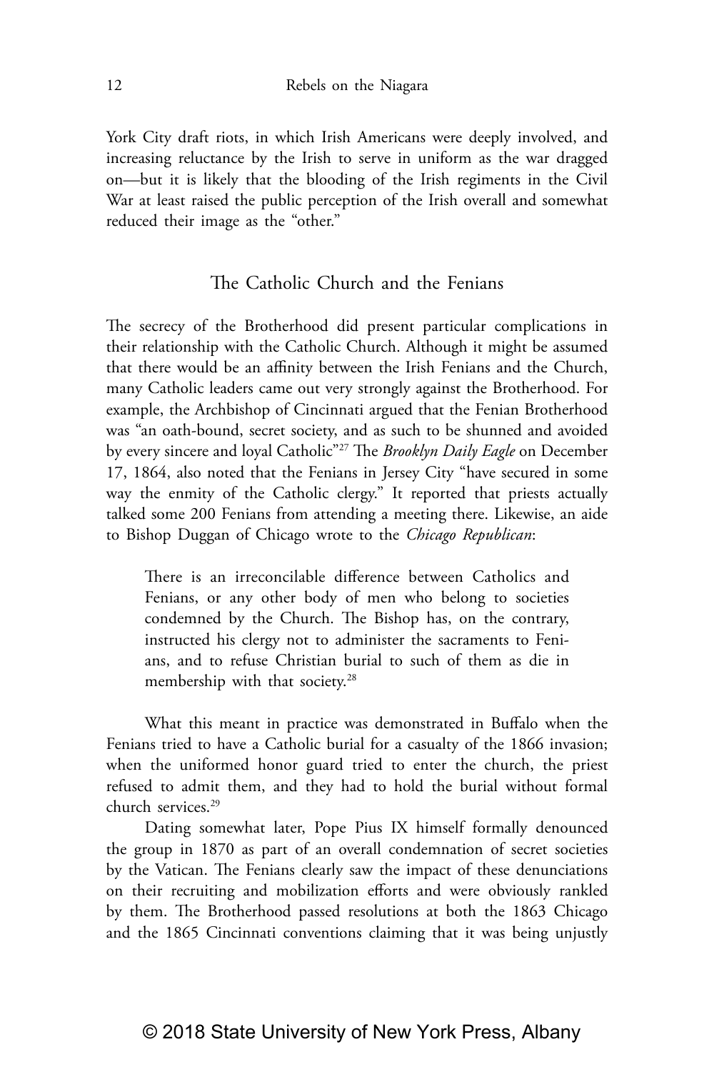York City draft riots, in which Irish Americans were deeply involved, and increasing reluctance by the Irish to serve in uniform as the war dragged on—but it is likely that the blooding of the Irish regiments in the Civil War at least raised the public perception of the Irish overall and somewhat reduced their image as the "other."

## The Catholic Church and the Fenians

The secrecy of the Brotherhood did present particular complications in their relationship with the Catholic Church. Although it might be assumed that there would be an affinity between the Irish Fenians and the Church, many Catholic leaders came out very strongly against the Brotherhood. For example, the Archbishop of Cincinnati argued that the Fenian Brotherhood was "an oath-bound, secret society, and as such to be shunned and avoided by every sincere and loyal Catholic"[27] The *Brooklyn Daily Eagle* on December 17, 1864, also noted that the Fenians in Jersey City "have secured in some way the enmity of the Catholic clergy." It reported that priests actually talked some 200 Fenians from attending a meeting there. Likewise, an aide to Bishop Duggan of Chicago wrote to the *Chicago Republican*:

> There is an irreconcilable difference between Catholics and Fenians, or any other body of men who belong to societies condemned by the Church. The Bishop has, on the contrary, instructed his clergy not to administer the sacraments to Fenians, and to refuse Christian burial to such of them as die in membership with that society.[28]

What this meant in practice was demonstrated in Buffalo when the Fenians tried to have a Catholic burial for a casualty of the 1866 invasion; when the uniformed honor guard tried to enter the church, the priest refused to admit them, and they had to hold the burial without formal church services.[29]

Dating somewhat later, Pope Pius IX himself formally denounced the group in 1870 as part of an overall condemnation of secret societies by the Vatican. The Fenians clearly saw the impact of these denunciations on their recruiting and mobilization efforts and were obviously rankled by them. The Brotherhood passed resolutions at both the 1863 Chicago and the 1865 Cincinnati conventions claiming that it was being unjustly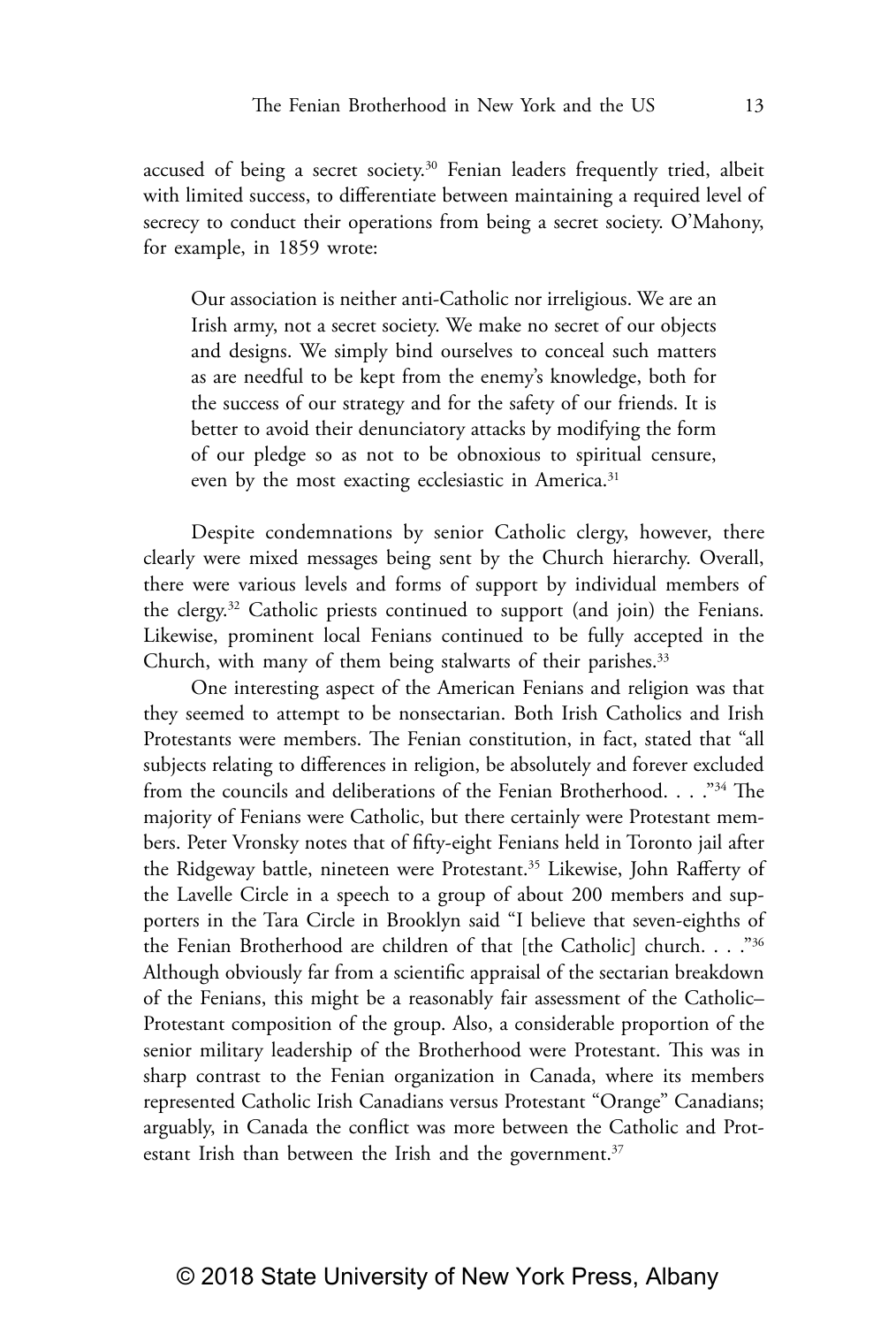accused of being a secret society.[30] Fenian leaders frequently tried, albeit with limited success, to differentiate between maintaining a required level of secrecy to conduct their operations from being a secret society. O'Mahony, for example, in 1859 wrote:

> Our association is neither anti-Catholic nor irreligious. We are an Irish army, not a secret society. We make no secret of our objects and designs. We simply bind ourselves to conceal such matters as are needful to be kept from the enemy's knowledge, both for the success of our strategy and for the safety of our friends. It is better to avoid their denunciatory attacks by modifying the form of our pledge so as not to be obnoxious to spiritual censure, even by the most exacting ecclesiastic in America.[31]

Despite condemnations by senior Catholic clergy, however, there clearly were mixed messages being sent by the Church hierarchy. Overall, there were various levels and forms of support by individual members of the clergy.[32] Catholic priests continued to support (and join) the Fenians. Likewise, prominent local Fenians continued to be fully accepted in the Church, with many of them being stalwarts of their parishes.[33]

One interesting aspect of the American Fenians and religion was that they seemed to attempt to be nonsectarian. Both Irish Catholics and Irish Protestants were members. The Fenian constitution, in fact, stated that "all subjects relating to differences in religion, be absolutely and forever excluded from the councils and deliberations of the Fenian Brotherhood. . . ."[34] The majority of Fenians were Catholic, but there certainly were Protestant members. Peter Vronsky notes that of fifty-eight Fenians held in Toronto jail after the Ridgeway battle, nineteen were Protestant.[35] Likewise, John Rafferty of the Lavelle Circle in a speech to a group of about 200 members and supporters in the Tara Circle in Brooklyn said "I believe that seven-eighths of the Fenian Brotherhood are children of that [the Catholic] church. . . ."[36] Although obviously far from a scientific appraisal of the sectarian breakdown of the Fenians, this might be a reasonably fair assessment of the Catholic–Protestant composition of the group. Also, a considerable proportion of the senior military leadership of the Brotherhood were Protestant. This was in sharp contrast to the Fenian organization in Canada, where its members represented Catholic Irish Canadians versus Protestant "Orange" Canadians; arguably, in Canada the conflict was more between the Catholic and Protestant Irish than between the Irish and the government.[37]

© 2018 State University of New York Press, Albany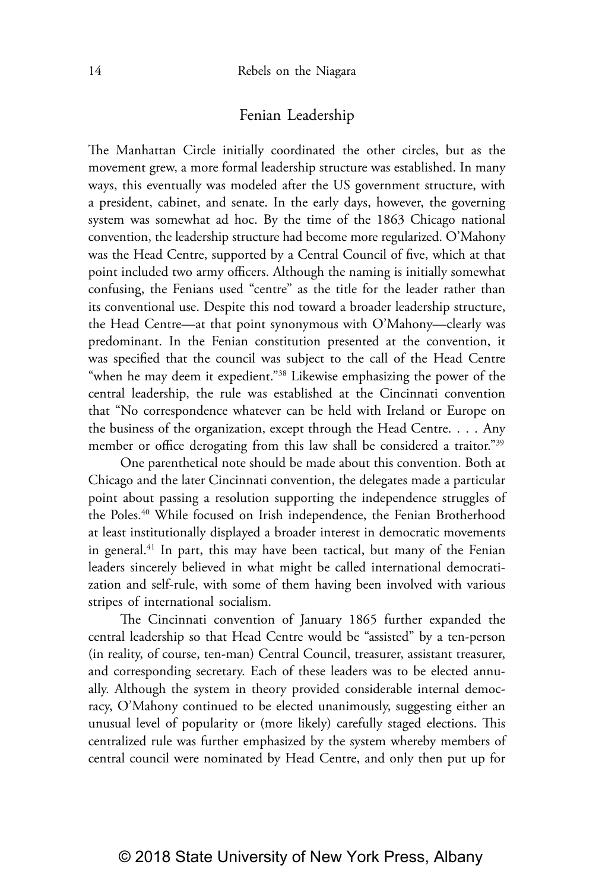## Fenian Leadership

The Manhattan Circle initially coordinated the other circles, but as the movement grew, a more formal leadership structure was established. In many ways, this eventually was modeled after the US government structure, with a president, cabinet, and senate. In the early days, however, the governing system was somewhat ad hoc. By the time of the 1863 Chicago national convention, the leadership structure had become more regularized. O'Mahony was the Head Centre, supported by a Central Council of five, which at that point included two army officers. Although the naming is initially somewhat confusing, the Fenians used "centre" as the title for the leader rather than its conventional use. Despite this nod toward a broader leadership structure, the Head Centre—at that point synonymous with O'Mahony—clearly was predominant. In the Fenian constitution presented at the convention, it was specified that the council was subject to the call of the Head Centre "when he may deem it expedient."[38] Likewise emphasizing the power of the central leadership, the rule was established at the Cincinnati convention that "No correspondence whatever can be held with Ireland or Europe on the business of the organization, except through the Head Centre. . . . Any member or office derogating from this law shall be considered a traitor."[39]

One parenthetical note should be made about this convention. Both at Chicago and the later Cincinnati convention, the delegates made a particular point about passing a resolution supporting the independence struggles of the Poles.[40] While focused on Irish independence, the Fenian Brotherhood at least institutionally displayed a broader interest in democratic movements in general.[41] In part, this may have been tactical, but many of the Fenian leaders sincerely believed in what might be called international democratization and self-rule, with some of them having been involved with various stripes of international socialism.

The Cincinnati convention of January 1865 further expanded the central leadership so that Head Centre would be "assisted" by a ten-person (in reality, of course, ten-man) Central Council, treasurer, assistant treasurer, and corresponding secretary. Each of these leaders was to be elected annually. Although the system in theory provided considerable internal democracy, O'Mahony continued to be elected unanimously, suggesting either an unusual level of popularity or (more likely) carefully staged elections. This centralized rule was further emphasized by the system whereby members of central council were nominated by Head Centre, and only then put up for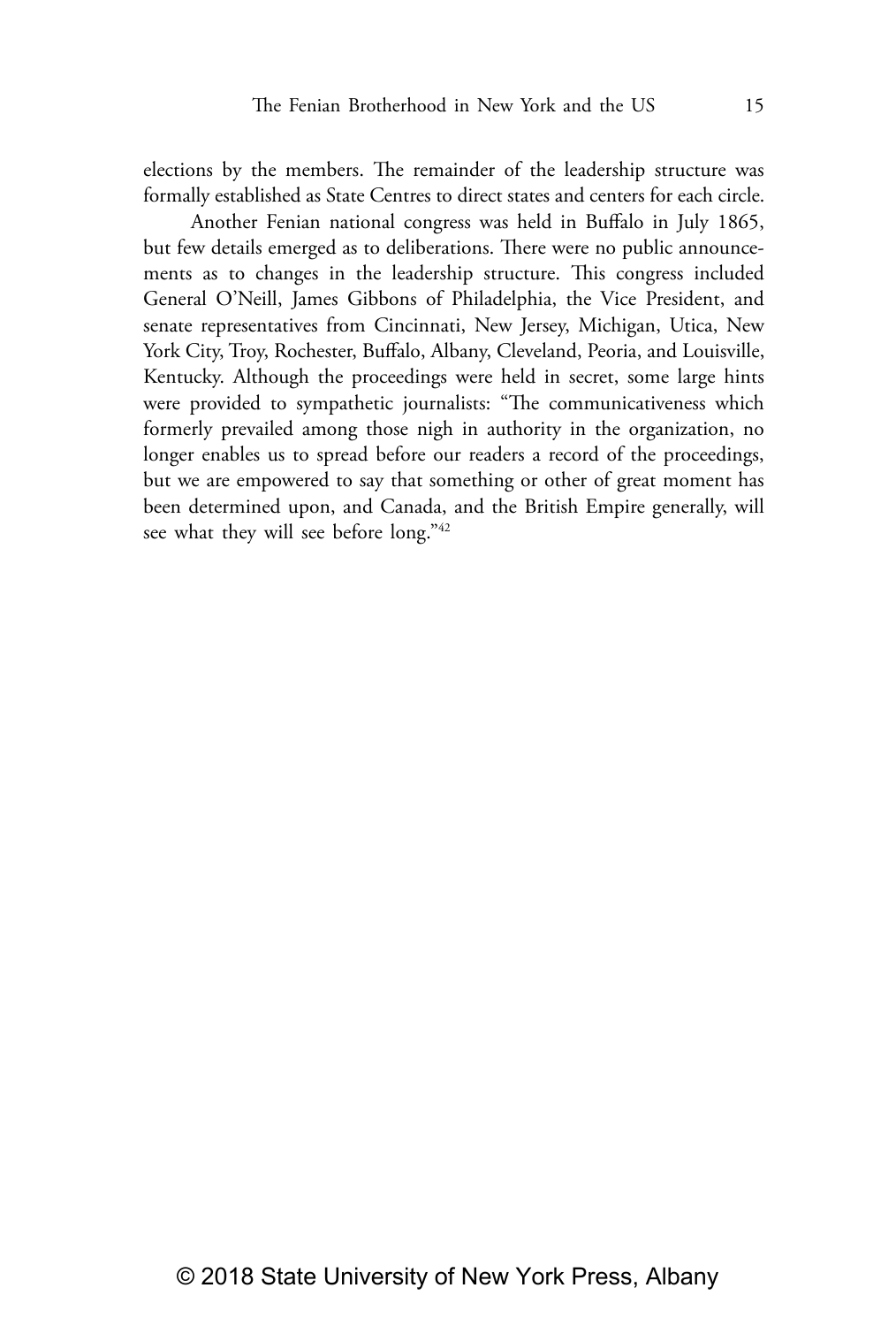elections by the members. The remainder of the leadership structure was formally established as State Centres to direct states and centers for each circle.

Another Fenian national congress was held in Buffalo in July 1865, but few details emerged as to deliberations. There were no public announcements as to changes in the leadership structure. This congress included General O'Neill, James Gibbons of Philadelphia, the Vice President, and senate representatives from Cincinnati, New Jersey, Michigan, Utica, New York City, Troy, Rochester, Buffalo, Albany, Cleveland, Peoria, and Louisville, Kentucky. Although the proceedings were held in secret, some large hints were provided to sympathetic journalists: "The communicativeness which formerly prevailed among those nigh in authority in the organization, no longer enables us to spread before our readers a record of the proceedings, but we are empowered to say that something or other of great moment has been determined upon, and Canada, and the British Empire generally, will see what they will see before long."[42]

© 2018 State University of New York Press, Albany